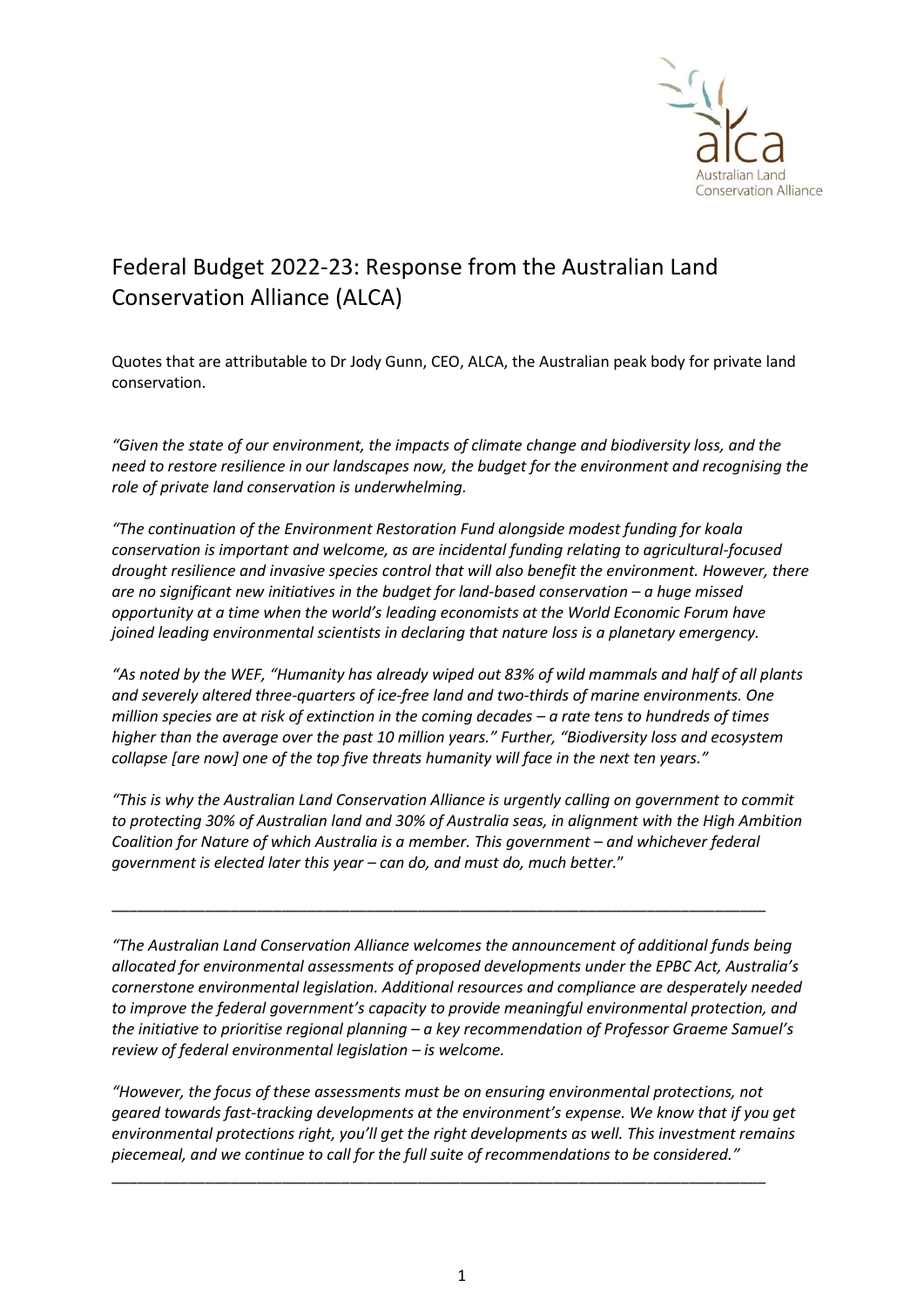# Federal Budget 2022-23: Response from the Australian Land Conservation Alliance (ALCA)

Quotes that are attributable to Dr Jody Gunn, CEO, ALCA, the Australian peak body for private land conservation.

*"Given the state of our environment, the impacts of climate change and biodiversity loss, and the need to restore resilience in our landscapes now, the budget for the environment and recognising the role of private land conservation is underwhelming.*

*"The continuation of the Environment Restoration Fund alongside modest funding for koala conservation is important and welcome, as are incidental funding relating to agricultural-focused drought resilience and invasive species control that will also benefit the environment. However, there are no significant new initiatives in the budget for land-based conservation – a huge missed opportunity at a time when the world's leading economists at the World Economic Forum have joined leading environmental scientists in declaring that nature loss is a planetary emergency.*

*"As noted by the WEF, "Humanity has already wiped out 83% of wild mammals and half of all plants and severely altered three-quarters of ice-free land and two-thirds of marine environments. One million species are at risk of extinction in the coming decades – a rate tens to hundreds of times higher than the average over the past 10 million years." Further, "Biodiversity loss and ecosystem collapse [are now] one of the top five threats humanity will face in the next ten years."*

*"This is why the Australian Land Conservation Alliance is urgently calling on government to commit to protecting 30% of Australian land and 30% of Australia seas, in alignment with the High Ambition Coalition for Nature of which Australia is a member. This government – and whichever federal government is elected later this year – can do, and must do, much better.*"

---

*"The Australian Land Conservation Alliance welcomes the announcement of additional funds being allocated for environmental assessments of proposed developments under the EPBC Act, Australia's cornerstone environmental legislation. Additional resources and compliance are desperately needed to improve the federal government's capacity to provide meaningful environmental protection, and the initiative to prioritise regional planning – a key recommendation of Professor Graeme Samuel's review of federal environmental legislation – is welcome.*

*"However, the focus of these assessments must be on ensuring environmental protections, not geared towards fast-tracking developments at the environment's expense. We know that if you get environmental protections right, you'll get the right developments as well. This investment remains piecemeal, and we continue to call for the full suite of recommendations to be considered."*

---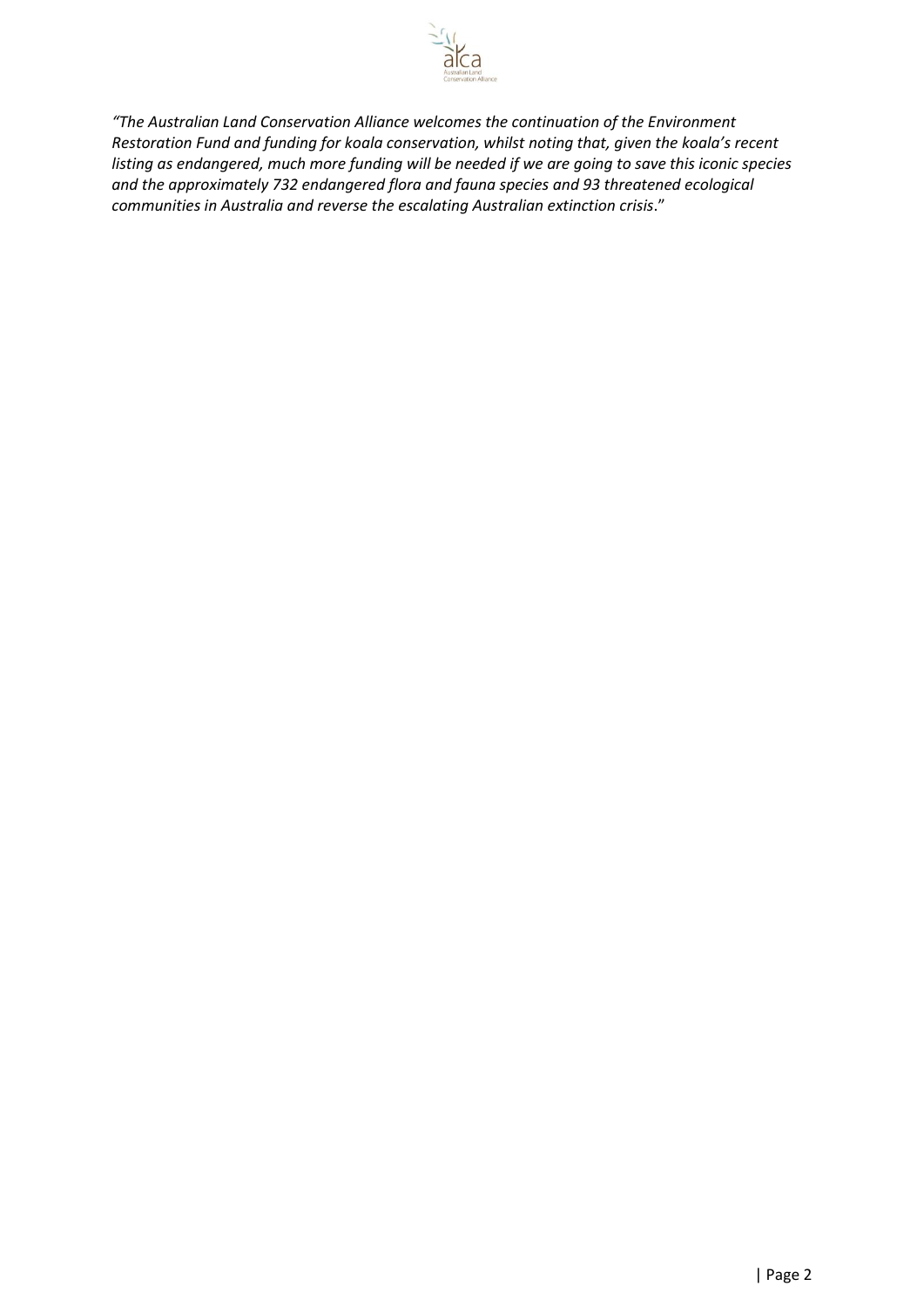*"The Australian Land Conservation Alliance welcomes the continuation of the Environment Restoration Fund and funding for koala conservation, whilst noting that, given the koala's recent listing as endangered, much more funding will be needed if we are going to save this iconic species and the approximately 732 endangered flora and fauna species and 93 threatened ecological communities in Australia and reverse the escalating Australian extinction crisis*."